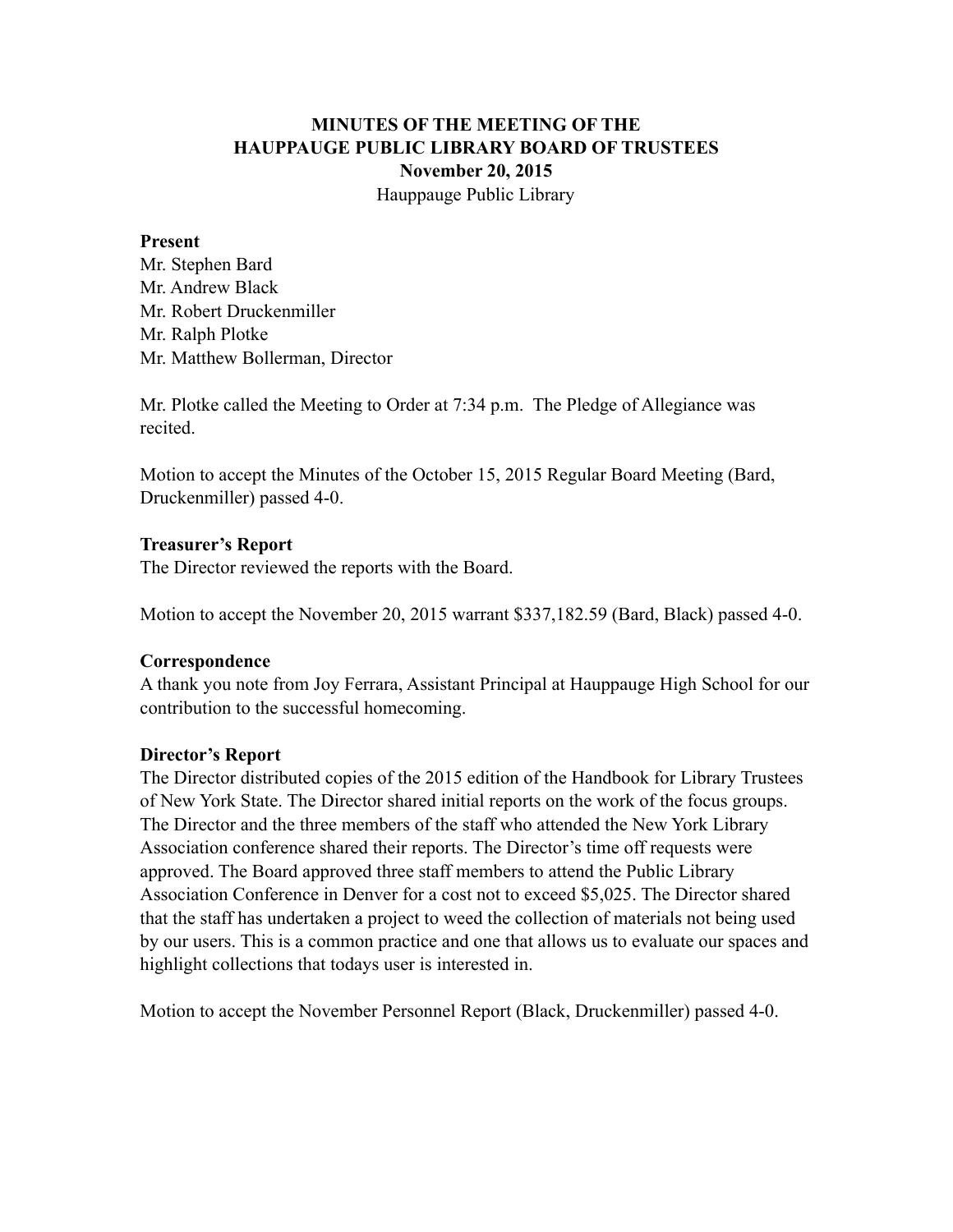**MINUTES OF THE MEETING OF THE HAUPPAUGE PUBLIC LIBRARY BOARD OF TRUSTEES**

**November 20, 2015**

Hauppauge Public Library

**Present**

Mr. Stephen Bard
Mr. Andrew Black
Mr. Robert Druckenmiller
Mr. Ralph Plotke
Mr. Matthew Bollerman, Director

Mr. Plotke called the Meeting to Order at 7:34 p.m. The Pledge of Allegiance was recited.

Motion to accept the Minutes of the October 15, 2015 Regular Board Meeting (Bard, Druckenmiller) passed 4-0.

**Treasurer's Report**

The Director reviewed the reports with the Board.

Motion to accept the November 20, 2015 warrant $337,182.59 (Bard, Black) passed 4-0.

**Correspondence**

A thank you note from Joy Ferrara, Assistant Principal at Hauppauge High School for our contribution to the successful homecoming.

**Director's Report**

The Director distributed copies of the 2015 edition of the Handbook for Library Trustees of New York State. The Director shared initial reports on the work of the focus groups. The Director and the three members of the staff who attended the New York Library Association conference shared their reports. The Director's time off requests were approved. The Board approved three staff members to attend the Public Library Association Conference in Denver for a cost not to exceed $5,025. The Director shared that the staff has undertaken a project to weed the collection of materials not being used by our users. This is a common practice and one that allows us to evaluate our spaces and highlight collections that todays user is interested in.

Motion to accept the November Personnel Report (Black, Druckenmiller) passed 4-0.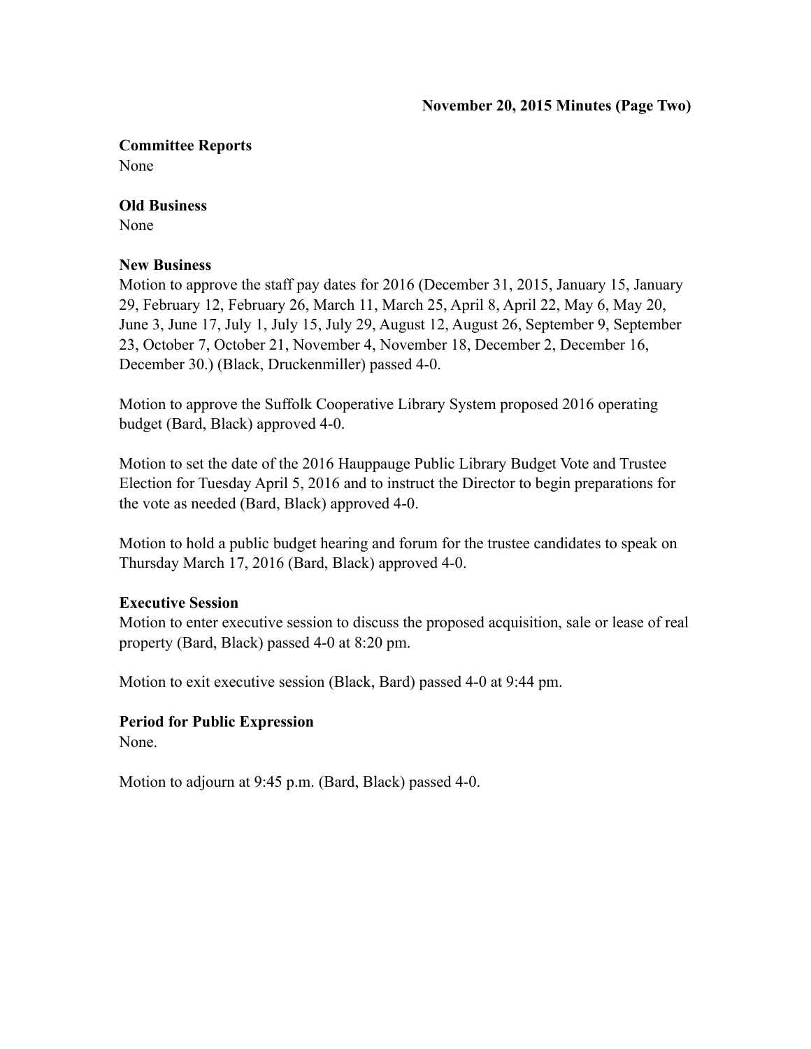**November 20, 2015 Minutes (Page Two)**

**Committee Reports**
None

**Old Business**
None

**New Business**
Motion to approve the staff pay dates for 2016 (December 31, 2015, January 15, January 29, February 12, February 26, March 11, March 25, April 8, April 22, May 6, May 20, June 3, June 17, July 1, July 15, July 29, August 12, August 26, September 9, September 23, October 7, October 21, November 4, November 18, December 2, December 16, December 30.) (Black, Druckenmiller) passed 4-0.

Motion to approve the Suffolk Cooperative Library System proposed 2016 operating budget (Bard, Black) approved 4-0.

Motion to set the date of the 2016 Hauppauge Public Library Budget Vote and Trustee Election for Tuesday April 5, 2016 and to instruct the Director to begin preparations for the vote as needed (Bard, Black) approved 4-0.

Motion to hold a public budget hearing and forum for the trustee candidates to speak on Thursday March 17, 2016 (Bard, Black) approved 4-0.

**Executive Session**
Motion to enter executive session to discuss the proposed acquisition, sale or lease of real property (Bard, Black) passed 4-0 at 8:20 pm.

Motion to exit executive session (Black, Bard) passed 4-0 at 9:44 pm.

**Period for Public Expression**
None.

Motion to adjourn at 9:45 p.m. (Bard, Black) passed 4-0.